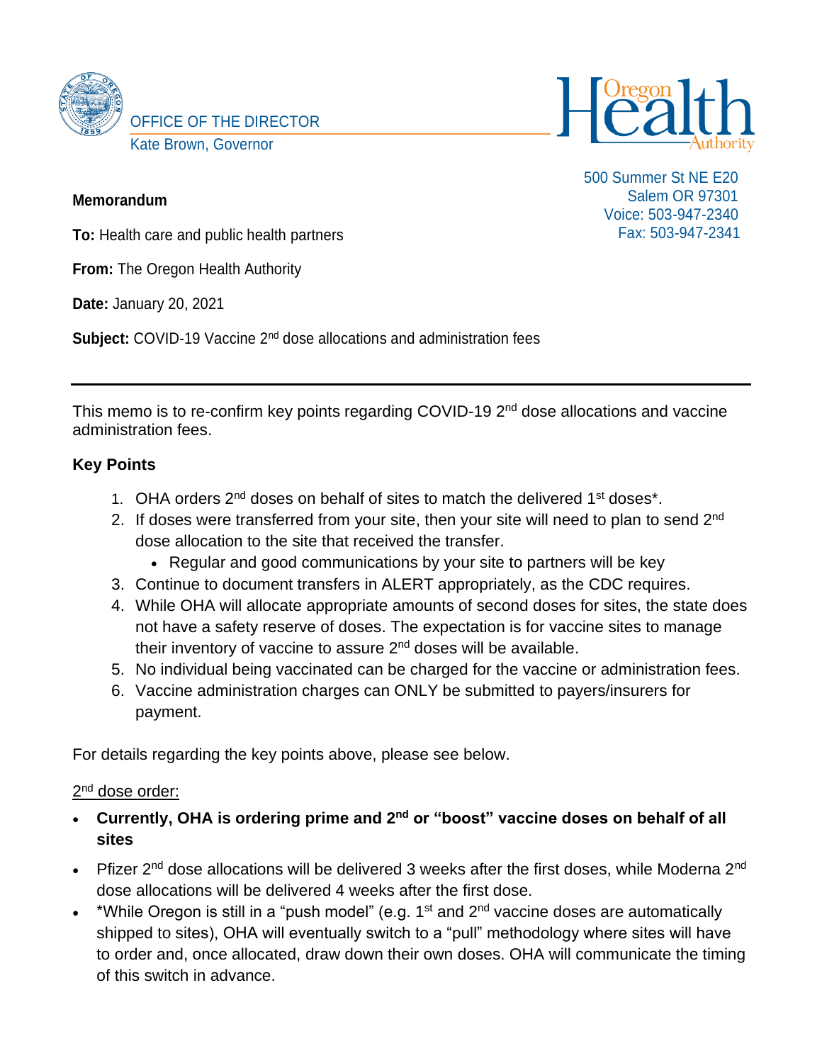OFFICE OF THE DIRECTOR
Kate Brown, Governor

Oregon Health Authority

500 Summer St NE E20
Salem OR 97301
Voice: 503-947-2340
Fax: 503-947-2341

**Memorandum**

**To:** Health care and public health partners

**From:** The Oregon Health Authority

**Date:** January 20, 2021

**Subject:** COVID-19 Vaccine 2nd dose allocations and administration fees

---

This memo is to re-confirm key points regarding COVID-19 2nd dose allocations and vaccine administration fees.

## Key Points

1. OHA orders 2nd doses on behalf of sites to match the delivered 1st doses*.
2. If doses were transferred from your site, then your site will need to plan to send 2nd dose allocation to the site that received the transfer.
   - Regular and good communications by your site to partners will be key
3. Continue to document transfers in ALERT appropriately, as the CDC requires.
4. While OHA will allocate appropriate amounts of second doses for sites, the state does not have a safety reserve of doses. The expectation is for vaccine sites to manage their inventory of vaccine to assure 2nd doses will be available.
5. No individual being vaccinated can be charged for the vaccine or administration fees.
6. Vaccine administration charges can ONLY be submitted to payers/insurers for payment.

For details regarding the key points above, please see below.

<u>2nd dose order:</u>

- **Currently, OHA is ordering prime and 2nd or "boost" vaccine doses on behalf of all sites**
- Pfizer 2nd dose allocations will be delivered 3 weeks after the first doses, while Moderna 2nd dose allocations will be delivered 4 weeks after the first dose.
- *While Oregon is still in a "push model" (e.g. 1st and 2nd vaccine doses are automatically shipped to sites), OHA will eventually switch to a "pull" methodology where sites will have to order and, once allocated, draw down their own doses. OHA will communicate the timing of this switch in advance.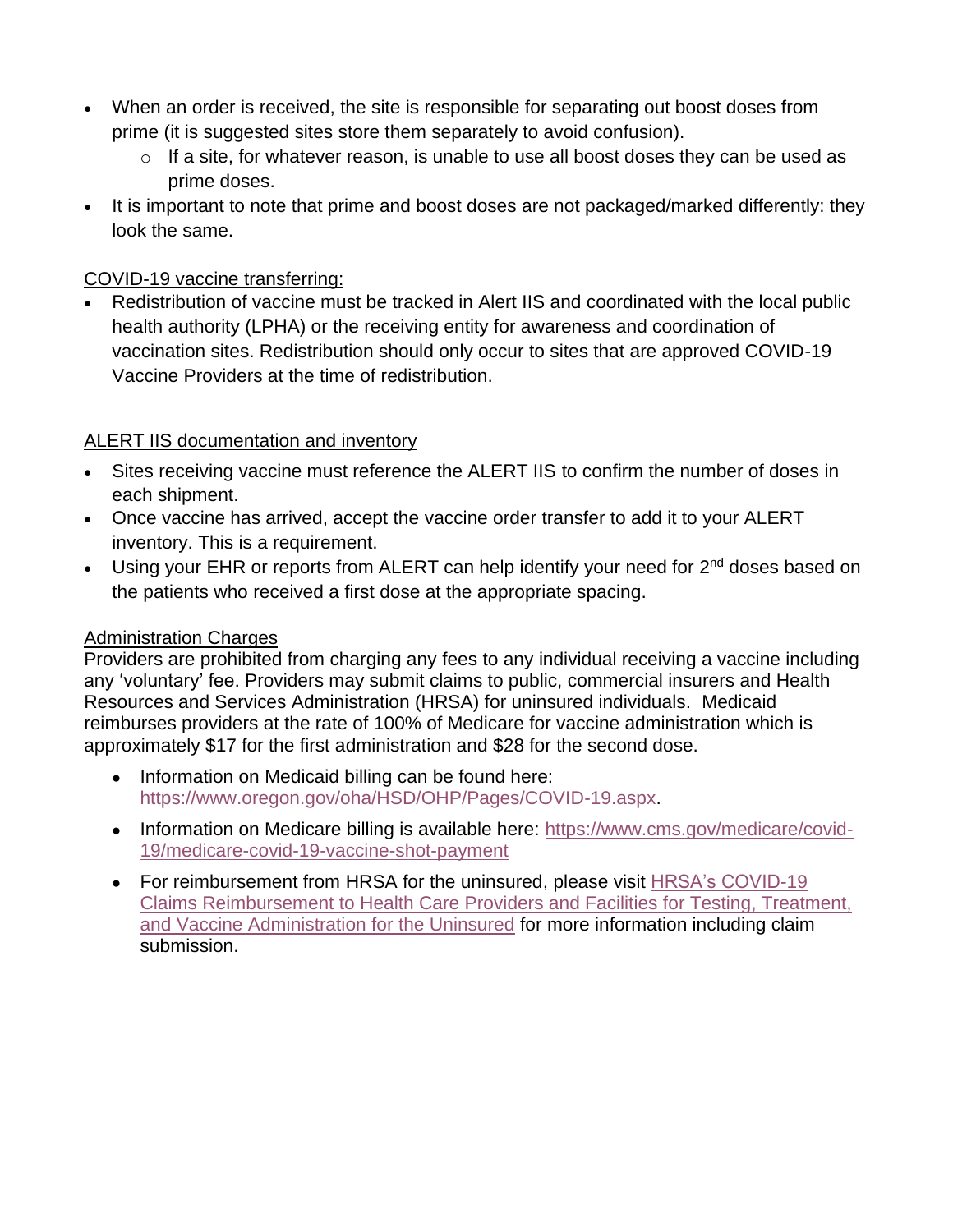- When an order is received, the site is responsible for separating out boost doses from prime (it is suggested sites store them separately to avoid confusion).
  - If a site, for whatever reason, is unable to use all boost doses they can be used as prime doses.
- It is important to note that prime and boost doses are not packaged/marked differently: they look the same.

<u>COVID-19 vaccine transferring:</u>

- Redistribution of vaccine must be tracked in Alert IIS and coordinated with the local public health authority (LPHA) or the receiving entity for awareness and coordination of vaccination sites. Redistribution should only occur to sites that are approved COVID-19 Vaccine Providers at the time of redistribution.

<u>ALERT IIS documentation and inventory</u>

- Sites receiving vaccine must reference the ALERT IIS to confirm the number of doses in each shipment.
- Once vaccine has arrived, accept the vaccine order transfer to add it to your ALERT inventory. This is a requirement.
- Using your EHR or reports from ALERT can help identify your need for 2nd doses based on the patients who received a first dose at the appropriate spacing.

<u>Administration Charges</u>

Providers are prohibited from charging any fees to any individual receiving a vaccine including any 'voluntary' fee. Providers may submit claims to public, commercial insurers and Health Resources and Services Administration (HRSA) for uninsured individuals. Medicaid reimburses providers at the rate of 100% of Medicare for vaccine administration which is approximately $17 for the first administration and $28 for the second dose.

- Information on Medicaid billing can be found here: [https://www.oregon.gov/oha/HSD/OHP/Pages/COVID-19.aspx](https://www.oregon.gov/oha/HSD/OHP/Pages/COVID-19.aspx).
- Information on Medicare billing is available here: [https://www.cms.gov/medicare/covid-19/medicare-covid-19-vaccine-shot-payment](https://www.cms.gov/medicare/covid-19/medicare-covid-19-vaccine-shot-payment)
- For reimbursement from HRSA for the uninsured, please visit [HRSA's COVID-19 Claims Reimbursement to Health Care Providers and Facilities for Testing, Treatment, and Vaccine Administration for the Uninsured]() for more information including claim submission.